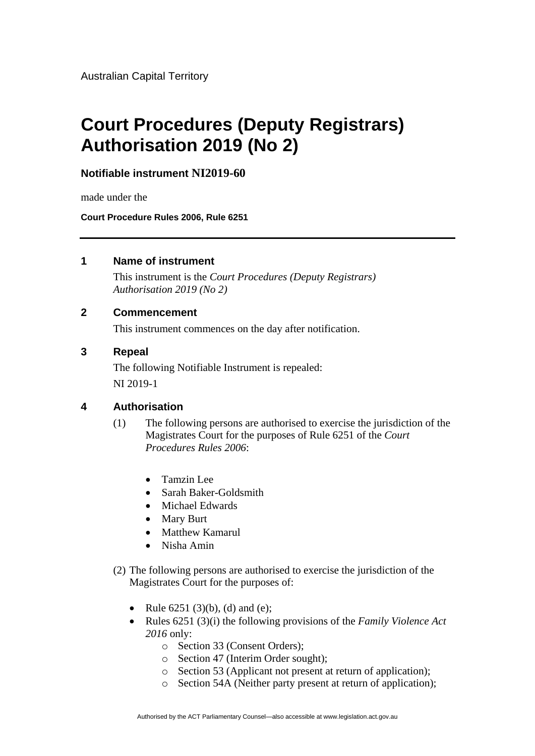Australian Capital Territory

# Court Procedures (Deputy Registrars) Authorisation 2019 (No 2)

**Notifiable instrument NI2019-60**

made under the

**Court Procedure Rules 2006, Rule 6251**

---

## 1 Name of instrument

This instrument is the *Court Procedures (Deputy Registrars) Authorisation 2019 (No 2)*

## 2 Commencement

This instrument commences on the day after notification.

## 3 Repeal

The following Notifiable Instrument is repealed:

NI 2019-1

## 4 Authorisation

(1) The following persons are authorised to exercise the jurisdiction of the Magistrates Court for the purposes of Rule 6251 of the *Court Procedures Rules 2006*:

- Tamzin Lee
- Sarah Baker-Goldsmith
- Michael Edwards
- Mary Burt
- Matthew Kamarul
- Nisha Amin

(2) The following persons are authorised to exercise the jurisdiction of the Magistrates Court for the purposes of:

- Rule 6251 (3)(b), (d) and (e);
- Rules 6251 (3)(i) the following provisions of the *Family Violence Act 2016* only:
    - Section 33 (Consent Orders);
    - Section 47 (Interim Order sought);
    - Section 53 (Applicant not present at return of application);
    - Section 54A (Neither party present at return of application);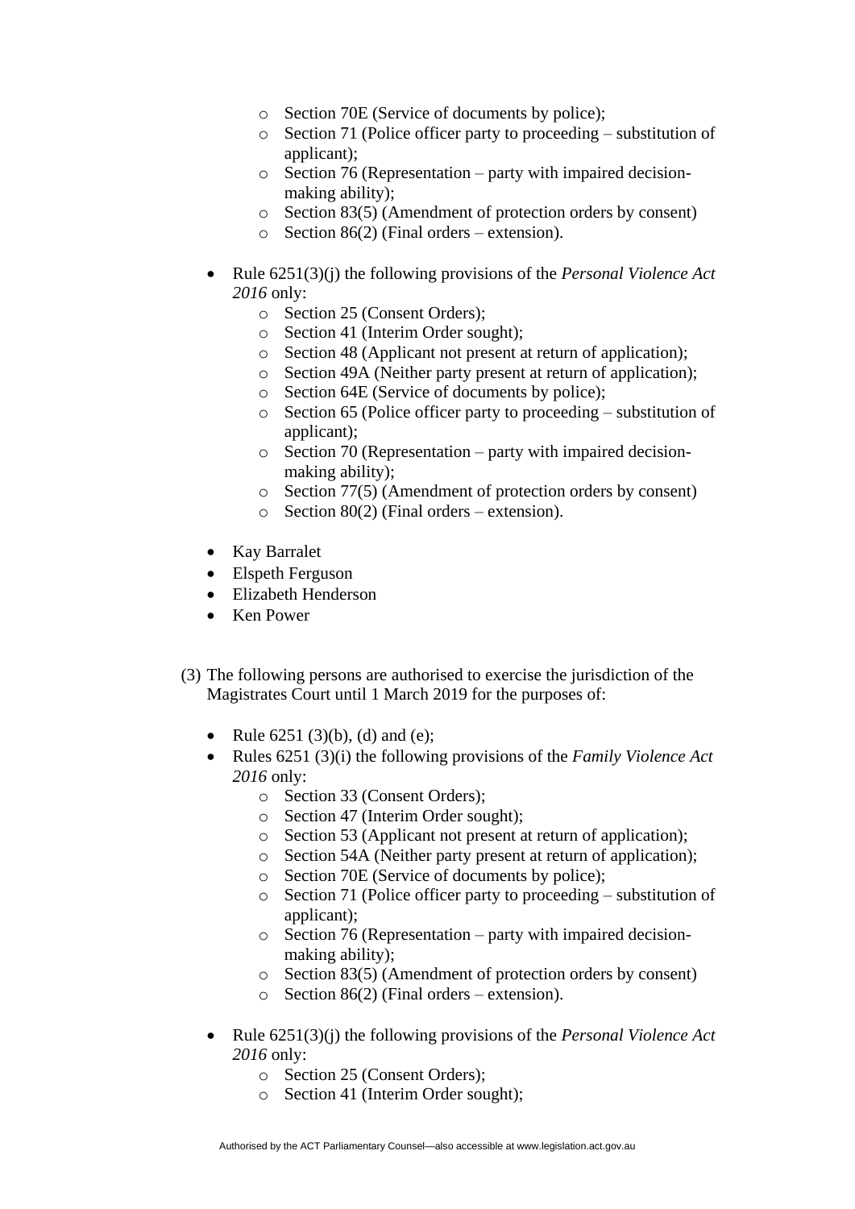- Section 70E (Service of documents by police);
  - Section 71 (Police officer party to proceeding – substitution of applicant);
  - Section 76 (Representation – party with impaired decision-making ability);
  - Section 83(5) (Amendment of protection orders by consent)
  - Section 86(2) (Final orders – extension).

- Rule 6251(3)(j) the following provisions of the *Personal Violence Act 2016* only:
  - Section 25 (Consent Orders);
  - Section 41 (Interim Order sought);
  - Section 48 (Applicant not present at return of application);
  - Section 49A (Neither party present at return of application);
  - Section 64E (Service of documents by police);
  - Section 65 (Police officer party to proceeding – substitution of applicant);
  - Section 70 (Representation – party with impaired decision-making ability);
  - Section 77(5) (Amendment of protection orders by consent)
  - Section 80(2) (Final orders – extension).

- Kay Barralet
- Elspeth Ferguson
- Elizabeth Henderson
- Ken Power

(3) The following persons are authorised to exercise the jurisdiction of the Magistrates Court until 1 March 2019 for the purposes of:

- Rule 6251 (3)(b), (d) and (e);
- Rules 6251 (3)(i) the following provisions of the *Family Violence Act 2016* only:
  - Section 33 (Consent Orders);
  - Section 47 (Interim Order sought);
  - Section 53 (Applicant not present at return of application);
  - Section 54A (Neither party present at return of application);
  - Section 70E (Service of documents by police);
  - Section 71 (Police officer party to proceeding – substitution of applicant);
  - Section 76 (Representation – party with impaired decision-making ability);
  - Section 83(5) (Amendment of protection orders by consent)
  - Section 86(2) (Final orders – extension).

- Rule 6251(3)(j) the following provisions of the *Personal Violence Act 2016* only:
  - Section 25 (Consent Orders);
  - Section 41 (Interim Order sought);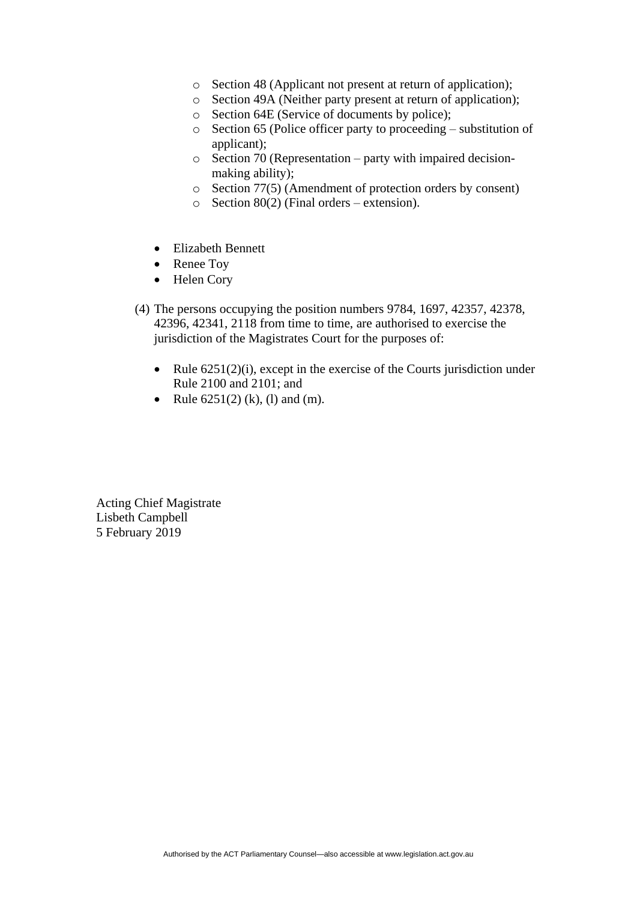- Section 48 (Applicant not present at return of application);
    - Section 49A (Neither party present at return of application);
    - Section 64E (Service of documents by police);
    - Section 65 (Police officer party to proceeding – substitution of applicant);
    - Section 70 (Representation – party with impaired decision-making ability);
    - Section 77(5) (Amendment of protection orders by consent)
    - Section 80(2) (Final orders – extension).

- Elizabeth Bennett
- Renee Toy
- Helen Cory

(4) The persons occupying the position numbers 9784, 1697, 42357, 42378, 42396, 42341, 2118 from time to time, are authorised to exercise the jurisdiction of the Magistrates Court for the purposes of:

- Rule 6251(2)(i), except in the exercise of the Courts jurisdiction under Rule 2100 and 2101; and
- Rule 6251(2) (k), (l) and (m).

Acting Chief Magistrate
Lisbeth Campbell
5 February 2019